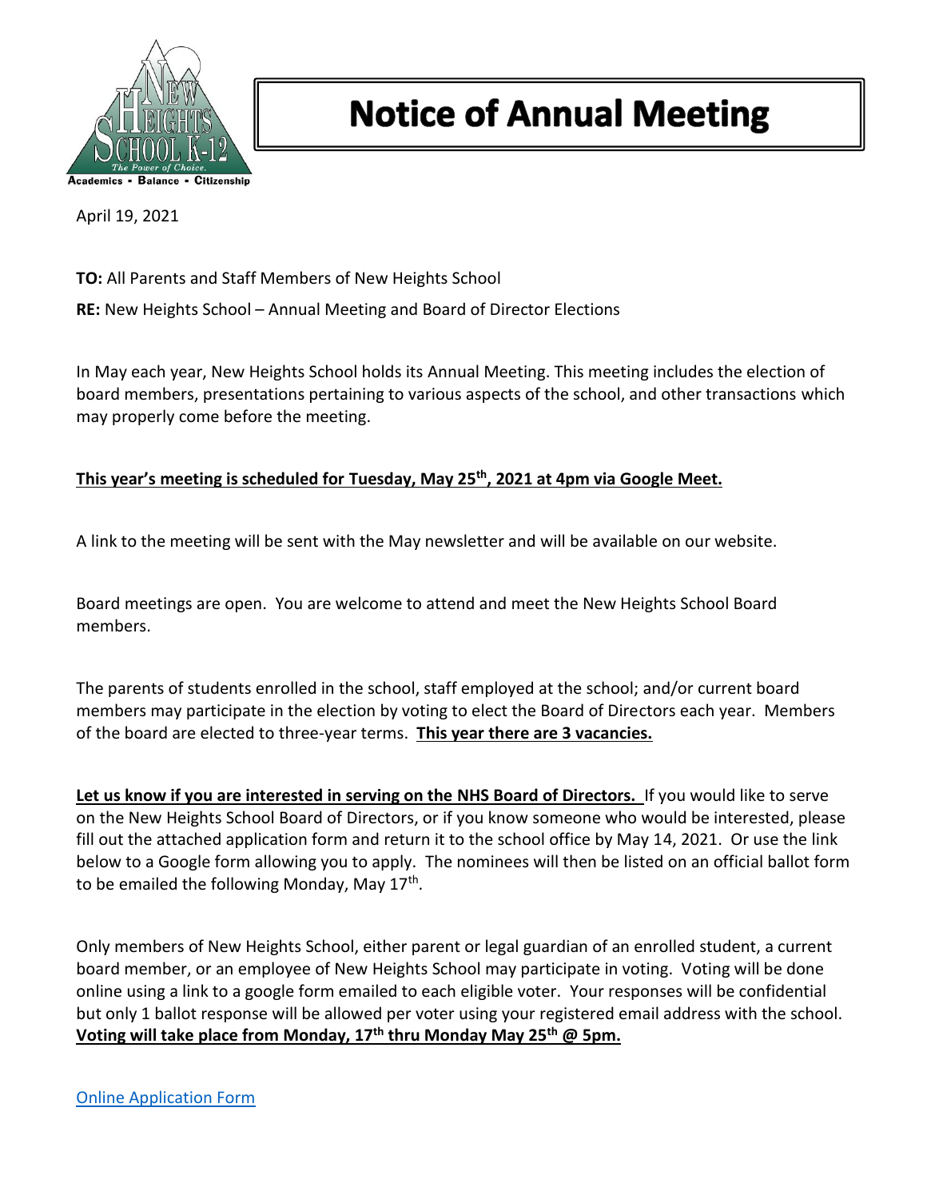# Notice of Annual Meeting

April 19, 2021

**TO:** All Parents and Staff Members of New Heights School

**RE:** New Heights School – Annual Meeting and Board of Director Elections

In May each year, New Heights School holds its Annual Meeting. This meeting includes the election of board members, presentations pertaining to various aspects of the school, and other transactions which may properly come before the meeting.

**This year's meeting is scheduled for Tuesday, May 25th, 2021 at 4pm via Google Meet.**

A link to the meeting will be sent with the May newsletter and will be available on our website.

Board meetings are open. You are welcome to attend and meet the New Heights School Board members.

The parents of students enrolled in the school, staff employed at the school; and/or current board members may participate in the election by voting to elect the Board of Directors each year. Members of the board are elected to three-year terms. **This year there are 3 vacancies.**

**Let us know if you are interested in serving on the NHS Board of Directors.** If you would like to serve on the New Heights School Board of Directors, or if you know someone who would be interested, please fill out the attached application form and return it to the school office by May 14, 2021. Or use the link below to a Google form allowing you to apply. The nominees will then be listed on an official ballot form to be emailed the following Monday, May 17th.

Only members of New Heights School, either parent or legal guardian of an enrolled student, a current board member, or an employee of New Heights School may participate in voting. Voting will be done online using a link to a google form emailed to each eligible voter. Your responses will be confidential but only 1 ballot response will be allowed per voter using your registered email address with the school. **Voting will take place from Monday, 17th thru Monday May 25th @ 5pm.**

Online Application Form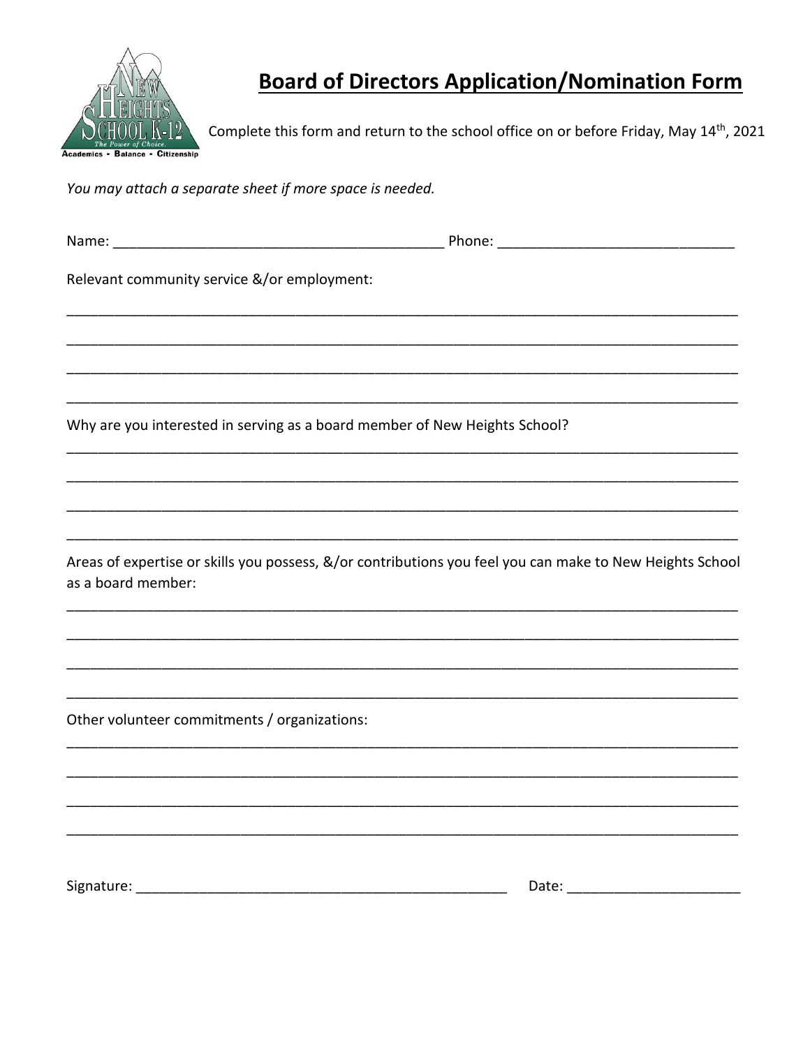# Board of Directors Application/Nomination Form

Complete this form and return to the school office on or before Friday, May 14th, 2021

*You may attach a separate sheet if more space is needed.*

Name: _________________________________________ Phone: _____________________________

Relevant community service &/or employment:

_______________________________________________________________________________________

_______________________________________________________________________________________

_______________________________________________________________________________________

_______________________________________________________________________________________

Why are you interested in serving as a board member of New Heights School?

_______________________________________________________________________________________

_______________________________________________________________________________________

_______________________________________________________________________________________

_______________________________________________________________________________________

Areas of expertise or skills you possess, &/or contributions you feel you can make to New Heights School as a board member:

_______________________________________________________________________________________

_______________________________________________________________________________________

_______________________________________________________________________________________

_______________________________________________________________________________________

Other volunteer commitments / organizations:

_______________________________________________________________________________________

_______________________________________________________________________________________

_______________________________________________________________________________________

_______________________________________________________________________________________

Signature: _________________________________________________ Date: _____________________